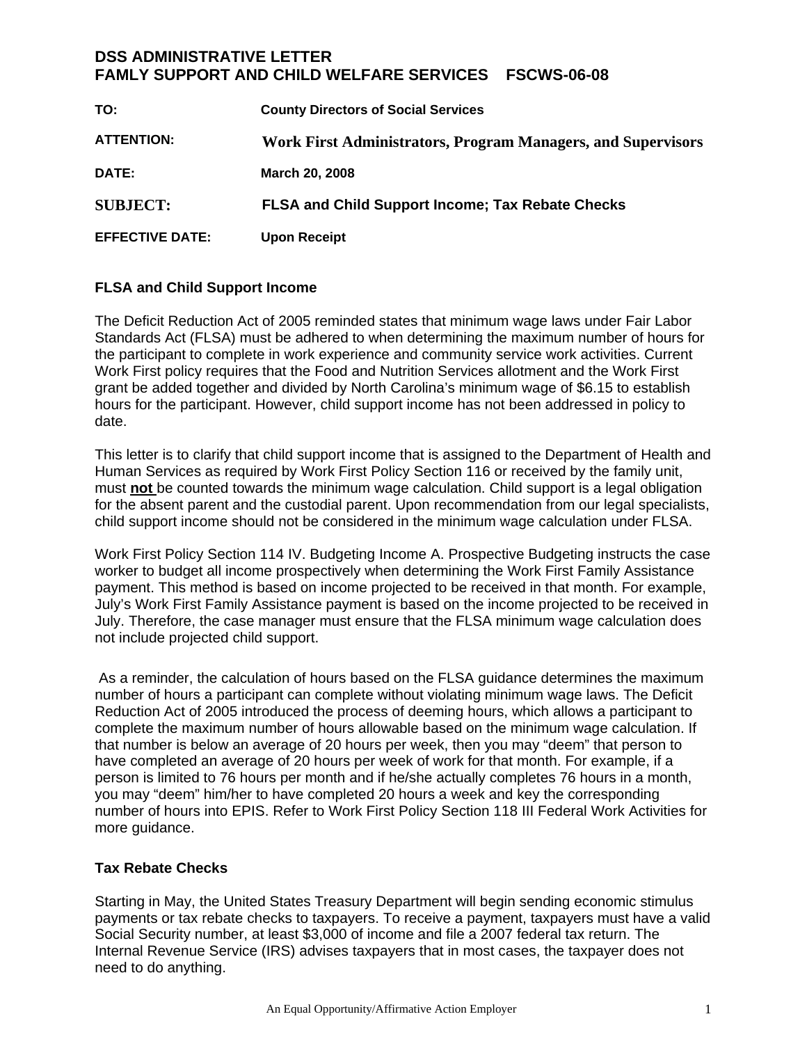# DSS ADMINISTRATIVE LETTER
# FAMLY SUPPORT AND CHILD WELFARE SERVICES FSCWS-06-08

**TO:** County Directors of Social Services

**ATTENTION:** Work First Administrators, Program Managers, and Supervisors

**DATE:** March 20, 2008

**SUBJECT:** FLSA and Child Support Income; Tax Rebate Checks

**EFFECTIVE DATE:** Upon Receipt

## FLSA and Child Support Income

The Deficit Reduction Act of 2005 reminded states that minimum wage laws under Fair Labor Standards Act (FLSA) must be adhered to when determining the maximum number of hours for the participant to complete in work experience and community service work activities. Current Work First policy requires that the Food and Nutrition Services allotment and the Work First grant be added together and divided by North Carolina's minimum wage of $6.15 to establish hours for the participant. However, child support income has not been addressed in policy to date.

This letter is to clarify that child support income that is assigned to the Department of Health and Human Services as required by Work First Policy Section 116 or received by the family unit, must **not** be counted towards the minimum wage calculation. Child support is a legal obligation for the absent parent and the custodial parent. Upon recommendation from our legal specialists, child support income should not be considered in the minimum wage calculation under FLSA.

Work First Policy Section 114 IV. Budgeting Income A. Prospective Budgeting instructs the case worker to budget all income prospectively when determining the Work First Family Assistance payment. This method is based on income projected to be received in that month. For example, July's Work First Family Assistance payment is based on the income projected to be received in July. Therefore, the case manager must ensure that the FLSA minimum wage calculation does not include projected child support.

As a reminder, the calculation of hours based on the FLSA guidance determines the maximum number of hours a participant can complete without violating minimum wage laws. The Deficit Reduction Act of 2005 introduced the process of deeming hours, which allows a participant to complete the maximum number of hours allowable based on the minimum wage calculation. If that number is below an average of 20 hours per week, then you may "deem" that person to have completed an average of 20 hours per week of work for that month. For example, if a person is limited to 76 hours per month and if he/she actually completes 76 hours in a month, you may "deem" him/her to have completed 20 hours a week and key the corresponding number of hours into EPIS. Refer to Work First Policy Section 118 III Federal Work Activities for more guidance.

## Tax Rebate Checks

Starting in May, the United States Treasury Department will begin sending economic stimulus payments or tax rebate checks to taxpayers. To receive a payment, taxpayers must have a valid Social Security number, at least $3,000 of income and file a 2007 federal tax return. The Internal Revenue Service (IRS) advises taxpayers that in most cases, the taxpayer does not need to do anything.

An Equal Opportunity/Affirmative Action Employer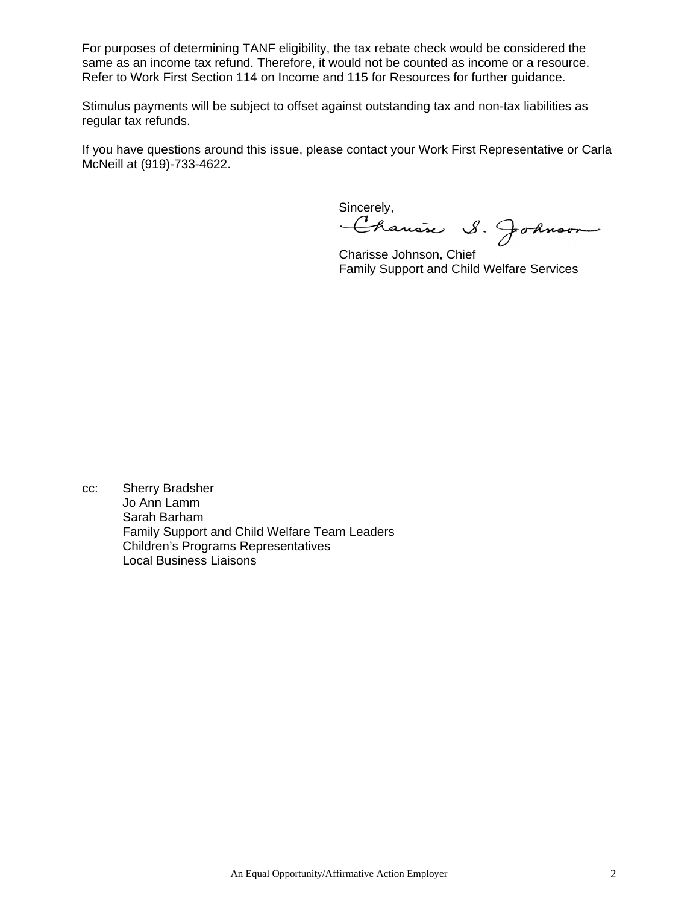For purposes of determining TANF eligibility, the tax rebate check would be considered the same as an income tax refund. Therefore, it would not be counted as income or a resource. Refer to Work First Section 114 on Income and 115 for Resources for further guidance.

Stimulus payments will be subject to offset against outstanding tax and non-tax liabilities as regular tax refunds.

If you have questions around this issue, please contact your Work First Representative or Carla McNeill at (919)-733-4622.

Sincerely,

Charisse S. Johnson

Charisse Johnson, Chief
Family Support and Child Welfare Services

cc: Sherry Bradsher
Jo Ann Lamm
Sarah Barham
Family Support and Child Welfare Team Leaders
Children's Programs Representatives
Local Business Liaisons

An Equal Opportunity/Affirmative Action Employer